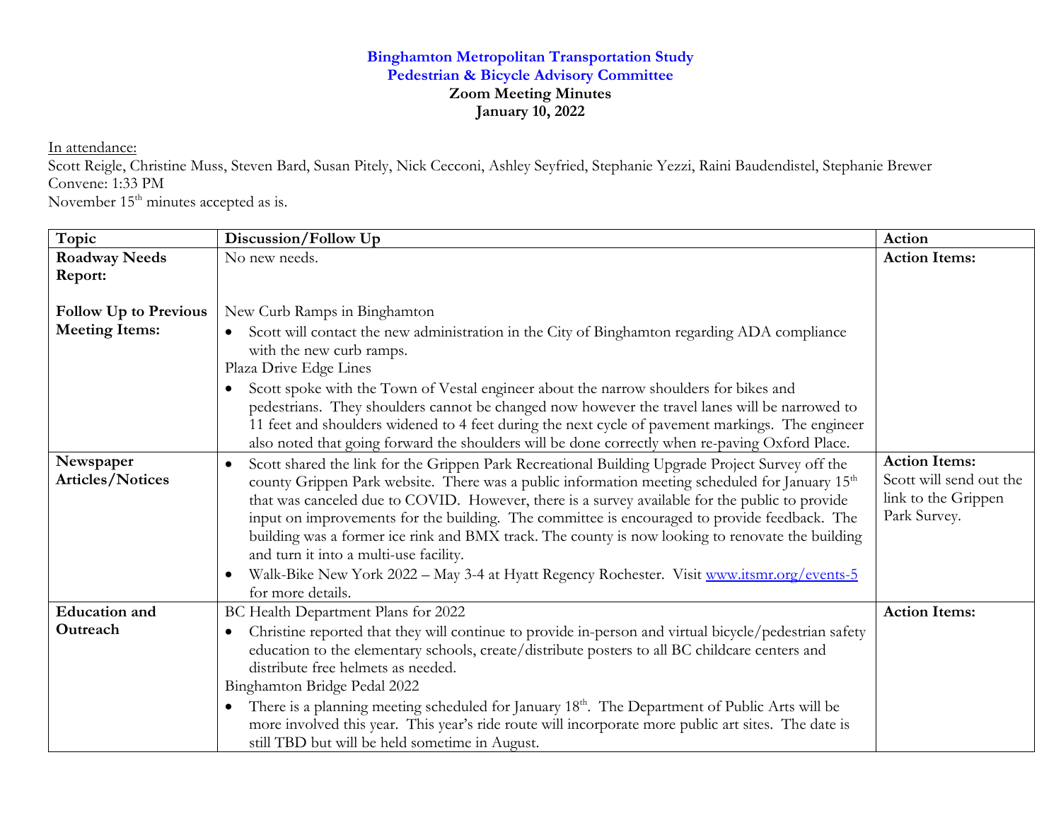**Binghamton Metropolitan Transportation Study**
**Pedestrian & Bicycle Advisory Committee**
**Zoom Meeting Minutes**
**January 10, 2022**

In attendance:
Scott Reigle, Christine Muss, Steven Bard, Susan Pitely, Nick Cecconi, Ashley Seyfried, Stephanie Yezzi, Raini Baudendistel, Stephanie Brewer
Convene: 1:33 PM
November 15th minutes accepted as is.

| Topic | Discussion/Follow Up | Action |
|---|---|---|
| **Roadway Needs Report:**<br><br>**Follow Up to Previous Meeting Items:** | No new needs.<br><br>New Curb Ramps in Binghamton<br>• Scott will contact the new administration in the City of Binghamton regarding ADA compliance with the new curb ramps.<br>Plaza Drive Edge Lines<br>• Scott spoke with the Town of Vestal engineer about the narrow shoulders for bikes and pedestrians. They shoulders cannot be changed now however the travel lanes will be narrowed to 11 feet and shoulders widened to 4 feet during the next cycle of pavement markings. The engineer also noted that going forward the shoulders will be done correctly when re-paving Oxford Place. | **Action Items:** |
| **Newspaper Articles/Notices** | • Scott shared the link for the Grippen Park Recreational Building Upgrade Project Survey off the county Grippen Park website. There was a public information meeting scheduled for January 15th that was canceled due to COVID. However, there is a survey available for the public to provide input on improvements for the building. The committee is encouraged to provide feedback. The building was a former ice rink and BMX track. The county is now looking to renovate the building and turn it into a multi-use facility.<br>• Walk-Bike New York 2022 – May 3-4 at Hyatt Regency Rochester. Visit www.itsmr.org/events-5 for more details. | **Action Items:**<br>Scott will send out the link to the Grippen Park Survey. |
| **Education and Outreach** | BC Health Department Plans for 2022<br>• Christine reported that they will continue to provide in-person and virtual bicycle/pedestrian safety education to the elementary schools, create/distribute posters to all BC childcare centers and distribute free helmets as needed.<br>Binghamton Bridge Pedal 2022<br>• There is a planning meeting scheduled for January 18th. The Department of Public Arts will be more involved this year. This year's ride route will incorporate more public art sites. The date is still TBD but will be held sometime in August. | **Action Items:** |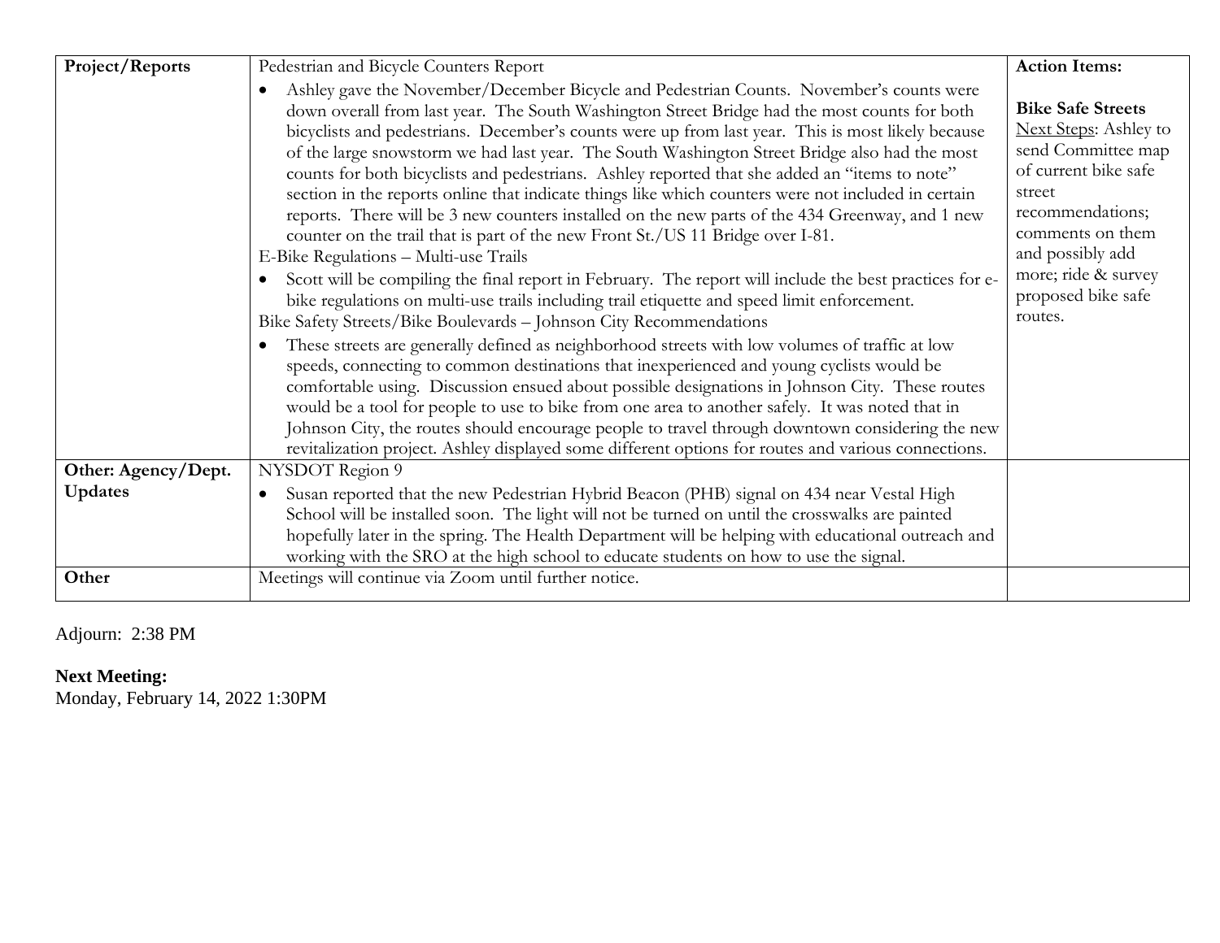| | | |
|---|---|---|
| **Project/Reports** | Pedestrian and Bicycle Counters Report<br>• Ashley gave the November/December Bicycle and Pedestrian Counts. November's counts were down overall from last year. The South Washington Street Bridge had the most counts for both bicyclists and pedestrians. December's counts were up from last year. This is most likely because of the large snowstorm we had last year. The South Washington Street Bridge also had the most counts for both bicyclists and pedestrians. Ashley reported that she added an "items to note" section in the reports online that indicate things like which counters were not included in certain reports. There will be 3 new counters installed on the new parts of the 434 Greenway, and 1 new counter on the trail that is part of the new Front St./US 11 Bridge over I-81.<br>E-Bike Regulations – Multi-use Trails<br>• Scott will be compiling the final report in February. The report will include the best practices for e-bike regulations on multi-use trails including trail etiquette and speed limit enforcement.<br>Bike Safety Streets/Bike Boulevards – Johnson City Recommendations<br>• These streets are generally defined as neighborhood streets with low volumes of traffic at low speeds, connecting to common destinations that inexperienced and young cyclists would be comfortable using. Discussion ensued about possible designations in Johnson City. These routes would be a tool for people to use to bike from one area to another safely. It was noted that in Johnson City, the routes should encourage people to travel through downtown considering the new revitalization project. Ashley displayed some different options for routes and various connections. | **Action Items:**<br><br>**Bike Safe Streets**<br>Next Steps: Ashley to send Committee map of current bike safe street recommendations; comments on them and possibly add more; ride & survey proposed bike safe routes. |
| **Other: Agency/Dept. Updates** | NYSDOT Region 9<br>• Susan reported that the new Pedestrian Hybrid Beacon (PHB) signal on 434 near Vestal High School will be installed soon. The light will not be turned on until the crosswalks are painted hopefully later in the spring. The Health Department will be helping with educational outreach and working with the SRO at the high school to educate students on how to use the signal. | |
| **Other** | Meetings will continue via Zoom until further notice. | |

Adjourn: 2:38 PM

**Next Meeting:**
Monday, February 14, 2022 1:30PM